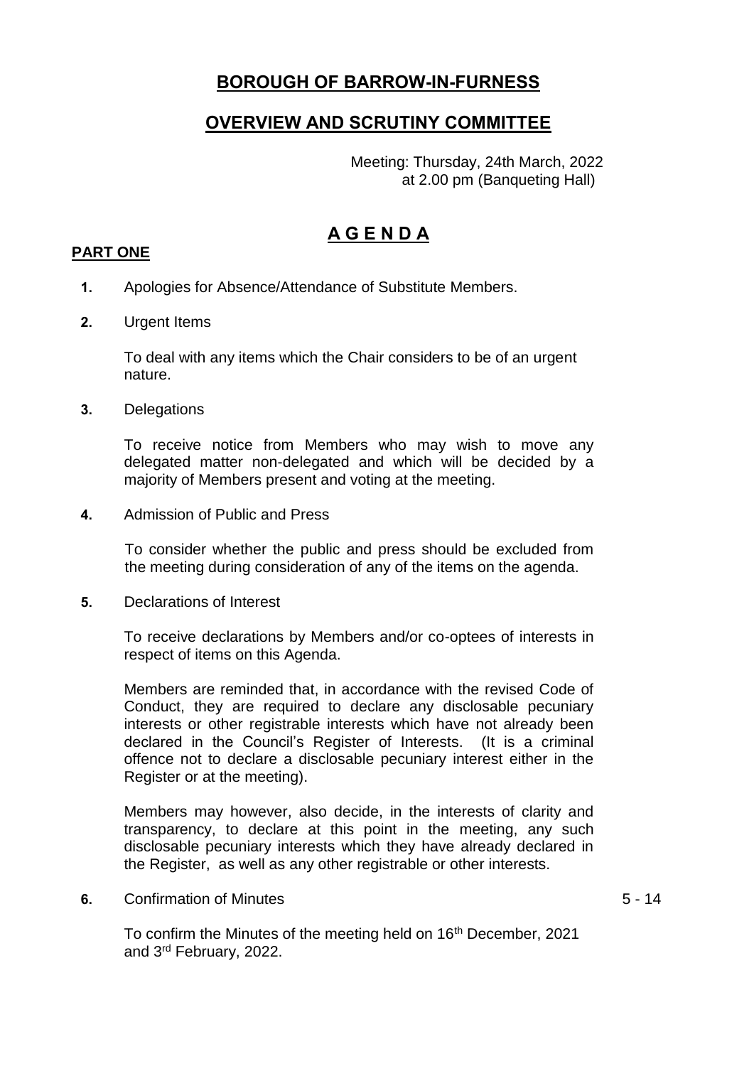# BOROUGH OF BARROW-IN-FURNESS

## OVERVIEW AND SCRUTINY COMMITTEE

Meeting: Thursday, 24th March, 2022
at 2.00 pm (Banqueting Hall)

## A G E N D A

**PART ONE**

**1.** Apologies for Absence/Attendance of Substitute Members.

**2.** Urgent Items

To deal with any items which the Chair considers to be of an urgent nature.

**3.** Delegations

To receive notice from Members who may wish to move any delegated matter non-delegated and which will be decided by a majority of Members present and voting at the meeting.

**4.** Admission of Public and Press

To consider whether the public and press should be excluded from the meeting during consideration of any of the items on the agenda.

**5.** Declarations of Interest

To receive declarations by Members and/or co-optees of interests in respect of items on this Agenda.

Members are reminded that, in accordance with the revised Code of Conduct, they are required to declare any disclosable pecuniary interests or other registrable interests which have not already been declared in the Council's Register of Interests. (It is a criminal offence not to declare a disclosable pecuniary interest either in the Register or at the meeting).

Members may however, also decide, in the interests of clarity and transparency, to declare at this point in the meeting, any such disclosable pecuniary interests which they have already declared in the Register, as well as any other registrable or other interests.

**6.** Confirmation of Minutes — 5 - 14

To confirm the Minutes of the meeting held on 16th December, 2021 and 3rd February, 2022.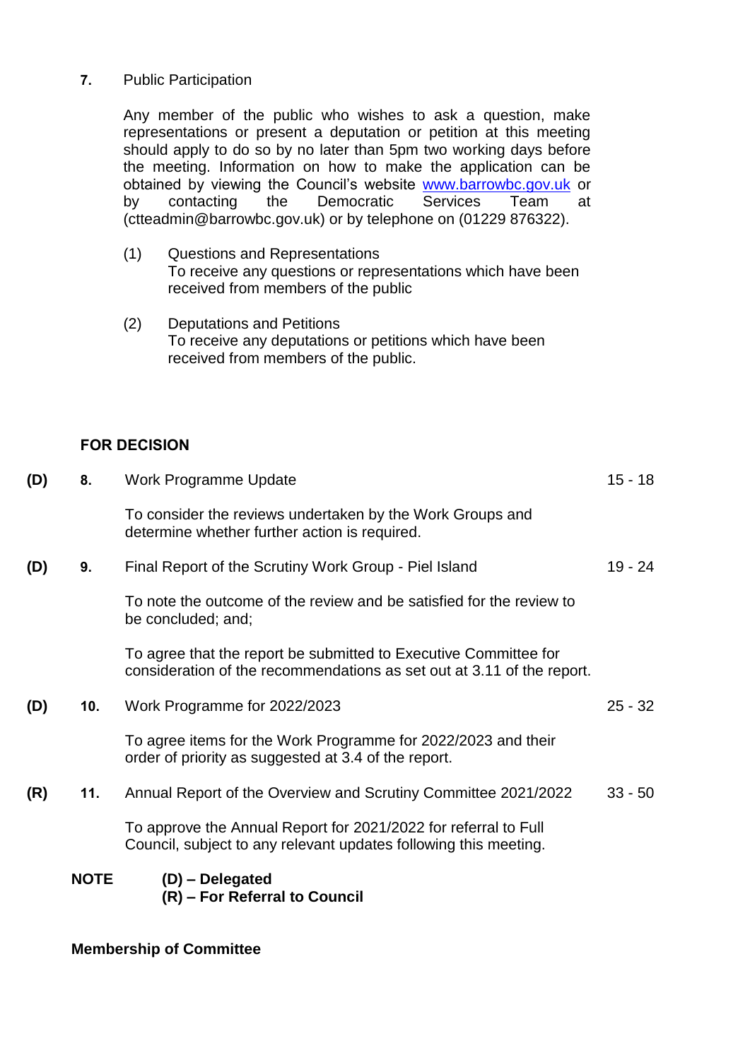**7.** Public Participation

Any member of the public who wishes to ask a question, make representations or present a deputation or petition at this meeting should apply to do so by no later than 5pm two working days before the meeting. Information on how to make the application can be obtained by viewing the Council's website [www.barrowbc.gov.uk](http://www.barrowbc.gov.uk) or by contacting the Democratic Services Team at (ctteadmin@barrowbc.gov.uk) or by telephone on (01229 876322).

(1) Questions and Representations
To receive any questions or representations which have been received from members of the public

(2) Deputations and Petitions
To receive any deputations or petitions which have been received from members of the public.

**FOR DECISION**

| | | | |
|---|---|---|---|
| **(D)** | **8.** | Work Programme Update<br><br>To consider the reviews undertaken by the Work Groups and determine whether further action is required. | 15 - 18 |
| **(D)** | **9.** | Final Report of the Scrutiny Work Group - Piel Island<br><br>To note the outcome of the review and be satisfied for the review to be concluded; and;<br><br>To agree that the report be submitted to Executive Committee for consideration of the recommendations as set out at 3.11 of the report. | 19 - 24 |
| **(D)** | **10.** | Work Programme for 2022/2023<br><br>To agree items for the Work Programme for 2022/2023 and their order of priority as suggested at 3.4 of the report. | 25 - 32 |
| **(R)** | **11.** | Annual Report of the Overview and Scrutiny Committee 2021/2022<br><br>To approve the Annual Report for 2021/2022 for referral to Full Council, subject to any relevant updates following this meeting. | 33 - 50 |

**NOTE** **(D) – Delegated**
**(R) – For Referral to Council**

**Membership of Committee**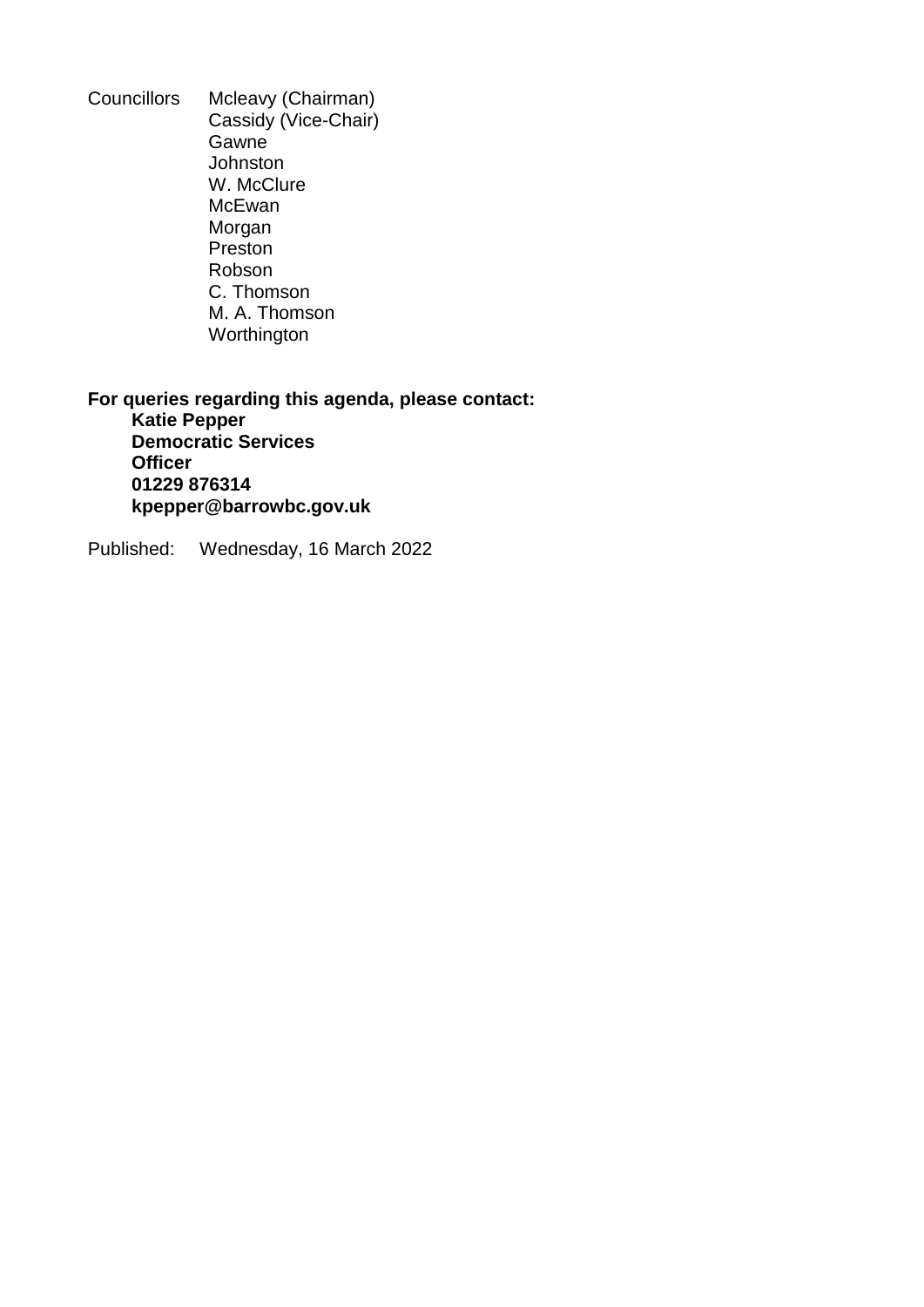Councillors Mcleavy (Chairman)
Cassidy (Vice-Chair)
Gawne
Johnston
W. McClure
McEwan
Morgan
Preston
Robson
C. Thomson
M. A. Thomson
Worthington

**For queries regarding this agenda, please contact:**
**Katie Pepper**
**Democratic Services Officer**
**01229 876314**
**kpepper@barrowbc.gov.uk**

Published: Wednesday, 16 March 2022